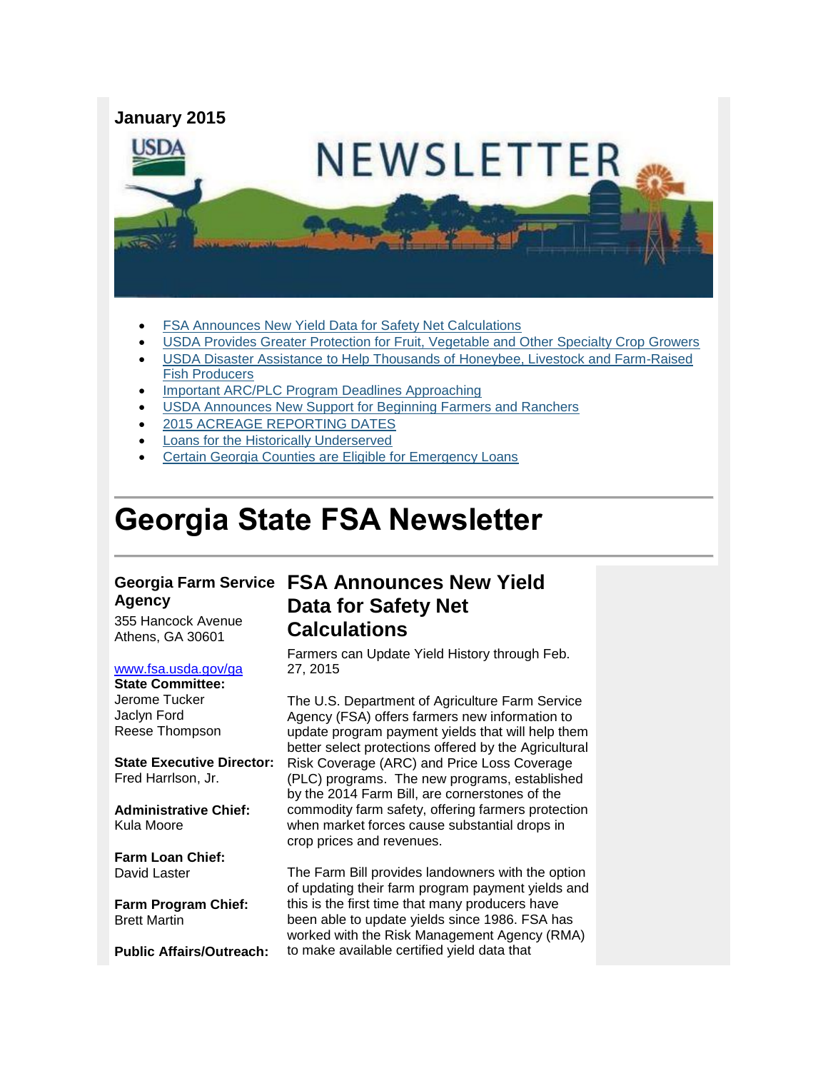January 2015

- FSA Announces New Yield Data for Safety Net Calculations
- USDA Provides Greater Protection for Fruit, Vegetable and Other Specialty Crop Growers
- USDA Disaster Assistance to Help Thousands of Honeybee, Livestock and Farm-Raised Fish Producers
- Important ARC/PLC Program Deadlines Approaching
- USDA Announces New Support for Beginning Farmers and Ranchers
- 2015 ACREAGE REPORTING DATES
- Loans for the Historically Underserved
- Certain Georgia Counties are Eligible for Emergency Loans

# Georgia State FSA Newsletter

**Georgia Farm Service Agency**
355 Hancock Avenue
Athens, GA 30601

www.fsa.usda.gov/ga

**State Committee:**
Jerome Tucker
Jaclyn Ford
Reese Thompson

**State Executive Director:**
Fred Harrlson, Jr.

**Administrative Chief:**
Kula Moore

**Farm Loan Chief:**
David Laster

**Farm Program Chief:**
Brett Martin

**Public Affairs/Outreach:**

## FSA Announces New Yield Data for Safety Net Calculations

Farmers can Update Yield History through Feb. 27, 2015

The U.S. Department of Agriculture Farm Service Agency (FSA) offers farmers new information to update program payment yields that will help them better select protections offered by the Agricultural Risk Coverage (ARC) and Price Loss Coverage (PLC) programs. The new programs, established by the 2014 Farm Bill, are cornerstones of the commodity farm safety, offering farmers protection when market forces cause substantial drops in crop prices and revenues.

The Farm Bill provides landowners with the option of updating their farm program payment yields and this is the first time that many producers have been able to update yields since 1986. FSA has worked with the Risk Management Agency (RMA) to make available certified yield data that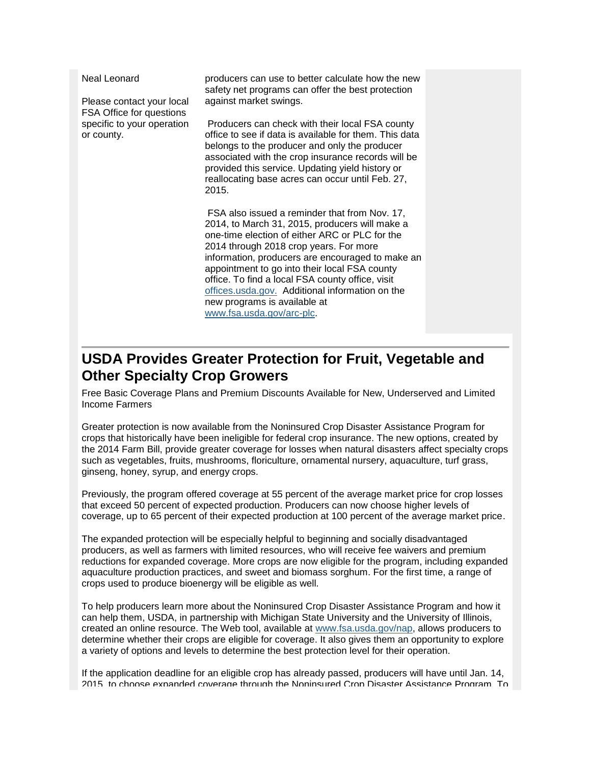Neal Leonard

Please contact your local FSA Office for questions specific to your operation or county.

producers can use to better calculate how the new safety net programs can offer the best protection against market swings.

Producers can check with their local FSA county office to see if data is available for them. This data belongs to the producer and only the producer associated with the crop insurance records will be provided this service. Updating yield history or reallocating base acres can occur until Feb. 27, 2015.

FSA also issued a reminder that from Nov. 17, 2014, to March 31, 2015, producers will make a one-time election of either ARC or PLC for the 2014 through 2018 crop years. For more information, producers are encouraged to make an appointment to go into their local FSA county office. To find a local FSA county office, visit [offices.usda.gov.](offices.usda.gov) Additional information on the new programs is available at [www.fsa.usda.gov/arc-plc](www.fsa.usda.gov/arc-plc).

## USDA Provides Greater Protection for Fruit, Vegetable and Other Specialty Crop Growers

Free Basic Coverage Plans and Premium Discounts Available for New, Underserved and Limited Income Farmers

Greater protection is now available from the Noninsured Crop Disaster Assistance Program for crops that historically have been ineligible for federal crop insurance. The new options, created by the 2014 Farm Bill, provide greater coverage for losses when natural disasters affect specialty crops such as vegetables, fruits, mushrooms, floriculture, ornamental nursery, aquaculture, turf grass, ginseng, honey, syrup, and energy crops.

Previously, the program offered coverage at 55 percent of the average market price for crop losses that exceed 50 percent of expected production. Producers can now choose higher levels of coverage, up to 65 percent of their expected production at 100 percent of the average market price.

The expanded protection will be especially helpful to beginning and socially disadvantaged producers, as well as farmers with limited resources, who will receive fee waivers and premium reductions for expanded coverage. More crops are now eligible for the program, including expanded aquaculture production practices, and sweet and biomass sorghum. For the first time, a range of crops used to produce bioenergy will be eligible as well.

To help producers learn more about the Noninsured Crop Disaster Assistance Program and how it can help them, USDA, in partnership with Michigan State University and the University of Illinois, created an online resource. The Web tool, available at [www.fsa.usda.gov/nap](www.fsa.usda.gov/nap), allows producers to determine whether their crops are eligible for coverage. It also gives them an opportunity to explore a variety of options and levels to determine the best protection level for their operation.

If the application deadline for an eligible crop has already passed, producers will have until Jan. 14, 2015, to choose expanded coverage through the Noninsured Crop Disaster Assistance Program. To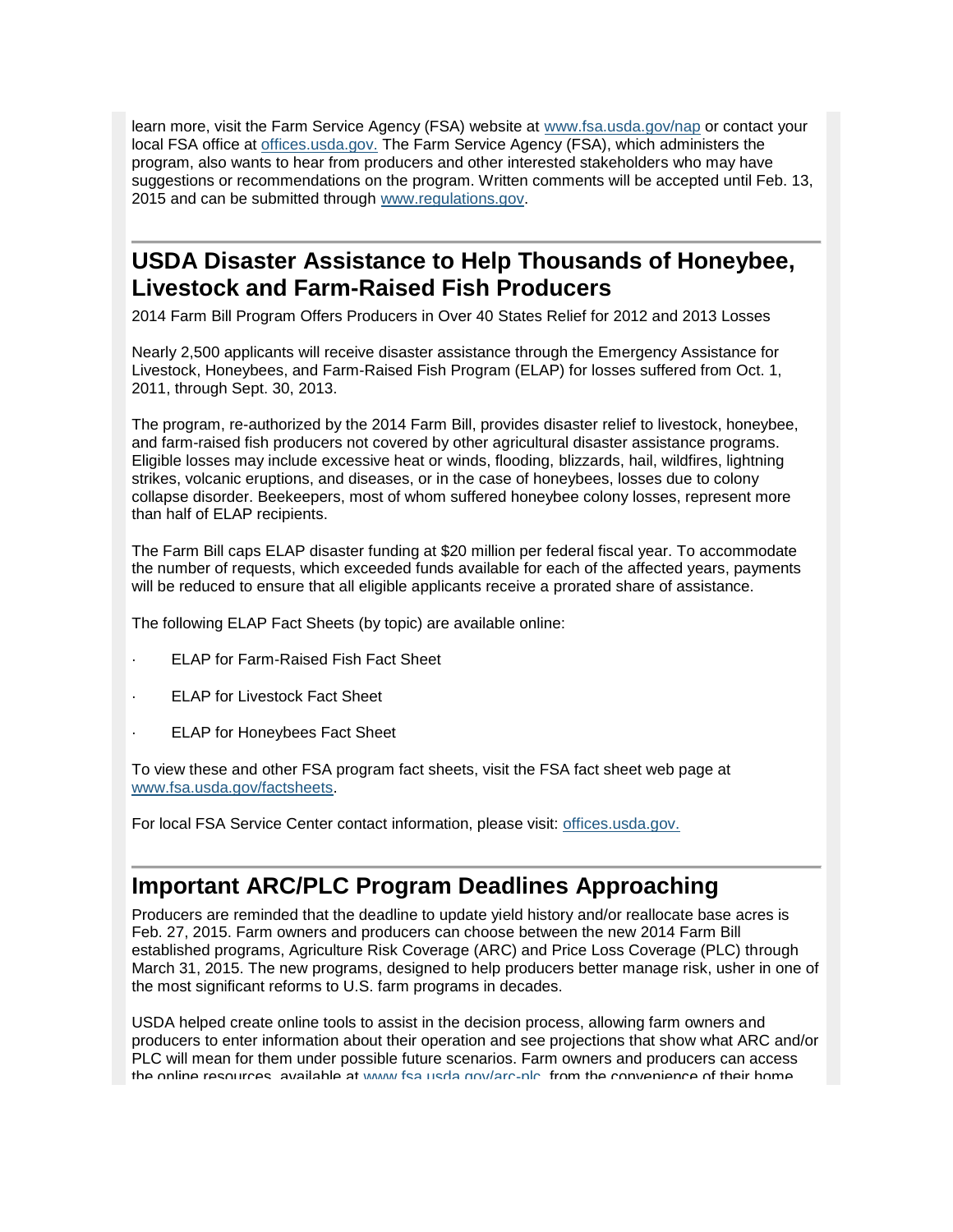learn more, visit the Farm Service Agency (FSA) website at www.fsa.usda.gov/nap or contact your local FSA office at offices.usda.gov. The Farm Service Agency (FSA), which administers the program, also wants to hear from producers and other interested stakeholders who may have suggestions or recommendations on the program. Written comments will be accepted until Feb. 13, 2015 and can be submitted through www.regulations.gov.

## USDA Disaster Assistance to Help Thousands of Honeybee, Livestock and Farm-Raised Fish Producers

2014 Farm Bill Program Offers Producers in Over 40 States Relief for 2012 and 2013 Losses

Nearly 2,500 applicants will receive disaster assistance through the Emergency Assistance for Livestock, Honeybees, and Farm-Raised Fish Program (ELAP) for losses suffered from Oct. 1, 2011, through Sept. 30, 2013.

The program, re-authorized by the 2014 Farm Bill, provides disaster relief to livestock, honeybee, and farm-raised fish producers not covered by other agricultural disaster assistance programs. Eligible losses may include excessive heat or winds, flooding, blizzards, hail, wildfires, lightning strikes, volcanic eruptions, and diseases, or in the case of honeybees, losses due to colony collapse disorder. Beekeepers, most of whom suffered honeybee colony losses, represent more than half of ELAP recipients.

The Farm Bill caps ELAP disaster funding at $20 million per federal fiscal year. To accommodate the number of requests, which exceeded funds available for each of the affected years, payments will be reduced to ensure that all eligible applicants receive a prorated share of assistance.

The following ELAP Fact Sheets (by topic) are available online:

- ELAP for Farm-Raised Fish Fact Sheet
- ELAP for Livestock Fact Sheet
- ELAP for Honeybees Fact Sheet

To view these and other FSA program fact sheets, visit the FSA fact sheet web page at www.fsa.usda.gov/factsheets.

For local FSA Service Center contact information, please visit: offices.usda.gov.

## Important ARC/PLC Program Deadlines Approaching

Producers are reminded that the deadline to update yield history and/or reallocate base acres is Feb. 27, 2015. Farm owners and producers can choose between the new 2014 Farm Bill established programs, Agriculture Risk Coverage (ARC) and Price Loss Coverage (PLC) through March 31, 2015. The new programs, designed to help producers better manage risk, usher in one of the most significant reforms to U.S. farm programs in decades.

USDA helped create online tools to assist in the decision process, allowing farm owners and producers to enter information about their operation and see projections that show what ARC and/or PLC will mean for them under possible future scenarios. Farm owners and producers can access the online resources, available at www.fsa.usda.gov/arc-plc, from the convenience of their home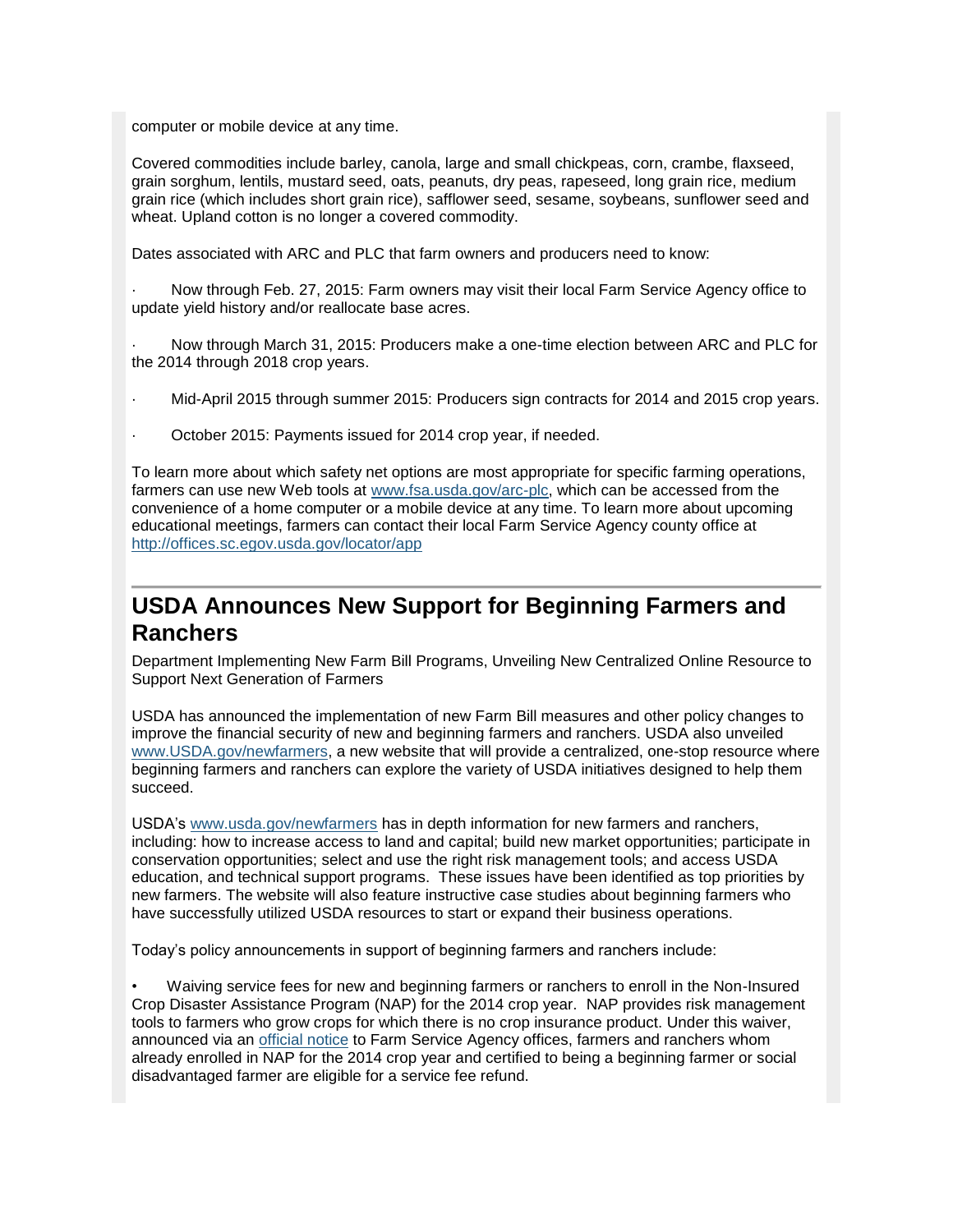computer or mobile device at any time.

Covered commodities include barley, canola, large and small chickpeas, corn, crambe, flaxseed, grain sorghum, lentils, mustard seed, oats, peanuts, dry peas, rapeseed, long grain rice, medium grain rice (which includes short grain rice), safflower seed, sesame, soybeans, sunflower seed and wheat. Upland cotton is no longer a covered commodity.

Dates associated with ARC and PLC that farm owners and producers need to know:

- Now through Feb. 27, 2015: Farm owners may visit their local Farm Service Agency office to update yield history and/or reallocate base acres.
- Now through March 31, 2015: Producers make a one-time election between ARC and PLC for the 2014 through 2018 crop years.
- Mid-April 2015 through summer 2015: Producers sign contracts for 2014 and 2015 crop years.
- October 2015: Payments issued for 2014 crop year, if needed.

To learn more about which safety net options are most appropriate for specific farming operations, farmers can use new Web tools at [www.fsa.usda.gov/arc-plc](www.fsa.usda.gov/arc-plc), which can be accessed from the convenience of a home computer or a mobile device at any time. To learn more about upcoming educational meetings, farmers can contact their local Farm Service Agency county office at [http://offices.sc.egov.usda.gov/locator/app](http://offices.sc.egov.usda.gov/locator/app)

## USDA Announces New Support for Beginning Farmers and Ranchers

Department Implementing New Farm Bill Programs, Unveiling New Centralized Online Resource to Support Next Generation of Farmers

USDA has announced the implementation of new Farm Bill measures and other policy changes to improve the financial security of new and beginning farmers and ranchers. USDA also unveiled [www.USDA.gov/newfarmers](www.USDA.gov/newfarmers), a new website that will provide a centralized, one-stop resource where beginning farmers and ranchers can explore the variety of USDA initiatives designed to help them succeed.

USDA's [www.usda.gov/newfarmers](www.usda.gov/newfarmers) has in depth information for new farmers and ranchers, including: how to increase access to land and capital; build new market opportunities; participate in conservation opportunities; select and use the right risk management tools; and access USDA education, and technical support programs. These issues have been identified as top priorities by new farmers. The website will also feature instructive case studies about beginning farmers who have successfully utilized USDA resources to start or expand their business operations.

Today's policy announcements in support of beginning farmers and ranchers include:

- Waiving service fees for new and beginning farmers or ranchers to enroll in the Non-Insured Crop Disaster Assistance Program (NAP) for the 2014 crop year. NAP provides risk management tools to farmers who grow crops for which there is no crop insurance product. Under this waiver, announced via an official notice to Farm Service Agency offices, farmers and ranchers whom already enrolled in NAP for the 2014 crop year and certified to being a beginning farmer or social disadvantaged farmer are eligible for a service fee refund.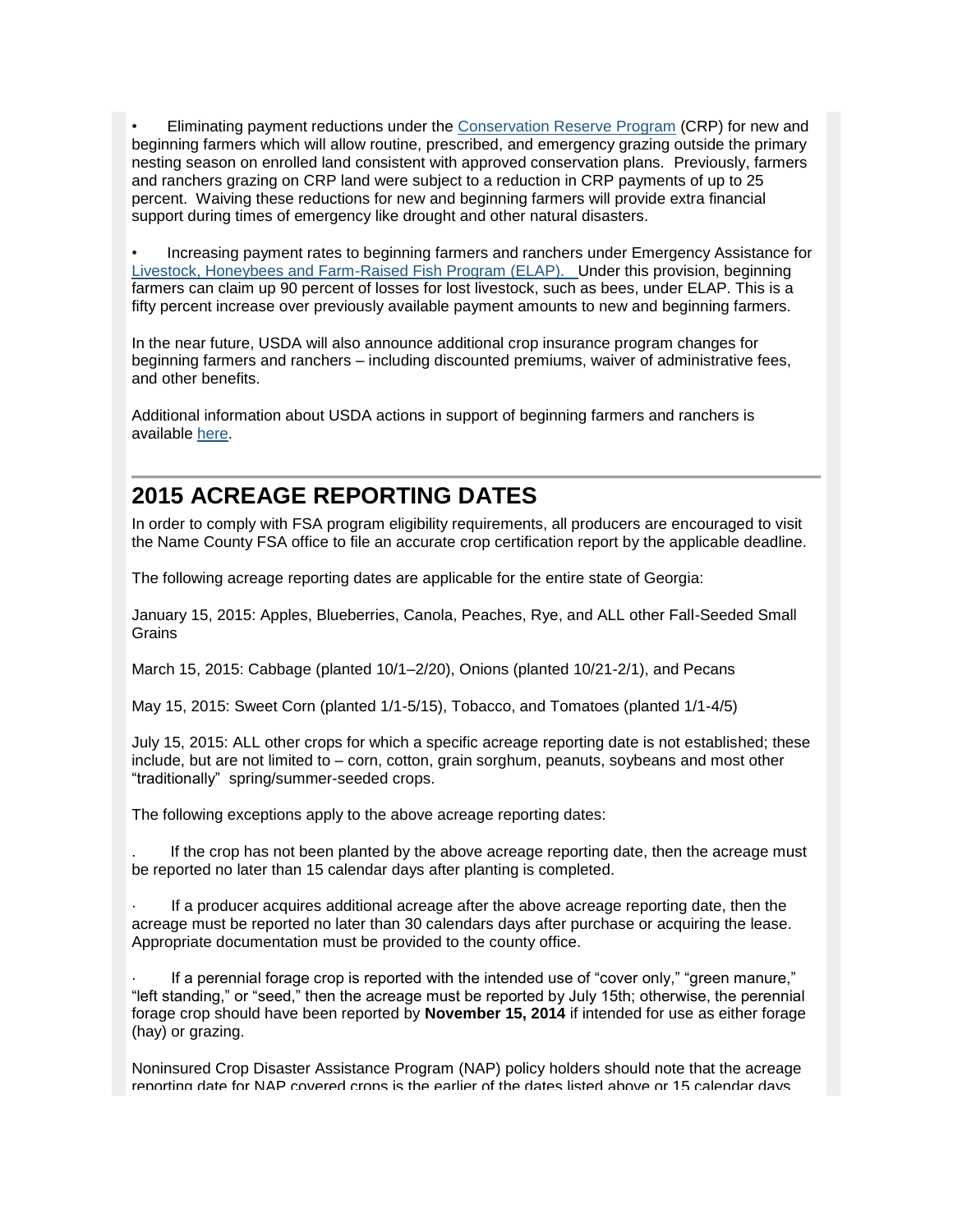- Eliminating payment reductions under the Conservation Reserve Program (CRP) for new and beginning farmers which will allow routine, prescribed, and emergency grazing outside the primary nesting season on enrolled land consistent with approved conservation plans. Previously, farmers and ranchers grazing on CRP land were subject to a reduction in CRP payments of up to 25 percent. Waiving these reductions for new and beginning farmers will provide extra financial support during times of emergency like drought and other natural disasters.

- Increasing payment rates to beginning farmers and ranchers under Emergency Assistance for Livestock, Honeybees and Farm-Raised Fish Program (ELAP). Under this provision, beginning farmers can claim up 90 percent of losses for lost livestock, such as bees, under ELAP. This is a fifty percent increase over previously available payment amounts to new and beginning farmers.

In the near future, USDA will also announce additional crop insurance program changes for beginning farmers and ranchers – including discounted premiums, waiver of administrative fees, and other benefits.

Additional information about USDA actions in support of beginning farmers and ranchers is available here.

## 2015 ACREAGE REPORTING DATES

In order to comply with FSA program eligibility requirements, all producers are encouraged to visit the Name County FSA office to file an accurate crop certification report by the applicable deadline.

The following acreage reporting dates are applicable for the entire state of Georgia:

January 15, 2015: Apples, Blueberries, Canola, Peaches, Rye, and ALL other Fall-Seeded Small Grains

March 15, 2015: Cabbage (planted 10/1–2/20), Onions (planted 10/21-2/1), and Pecans

May 15, 2015: Sweet Corn (planted 1/1-5/15), Tobacco, and Tomatoes (planted 1/1-4/5)

July 15, 2015: ALL other crops for which a specific acreage reporting date is not established; these include, but are not limited to – corn, cotton, grain sorghum, peanuts, soybeans and most other "traditionally" spring/summer-seeded crops.

The following exceptions apply to the above acreage reporting dates:

- If the crop has not been planted by the above acreage reporting date, then the acreage must be reported no later than 15 calendar days after planting is completed.

- If a producer acquires additional acreage after the above acreage reporting date, then the acreage must be reported no later than 30 calendars days after purchase or acquiring the lease. Appropriate documentation must be provided to the county office.

- If a perennial forage crop is reported with the intended use of "cover only," "green manure," "left standing," or "seed," then the acreage must be reported by July 15th; otherwise, the perennial forage crop should have been reported by **November 15, 2014** if intended for use as either forage (hay) or grazing.

Noninsured Crop Disaster Assistance Program (NAP) policy holders should note that the acreage reporting date for NAP covered crops is the earlier of the dates listed above or 15 calendar days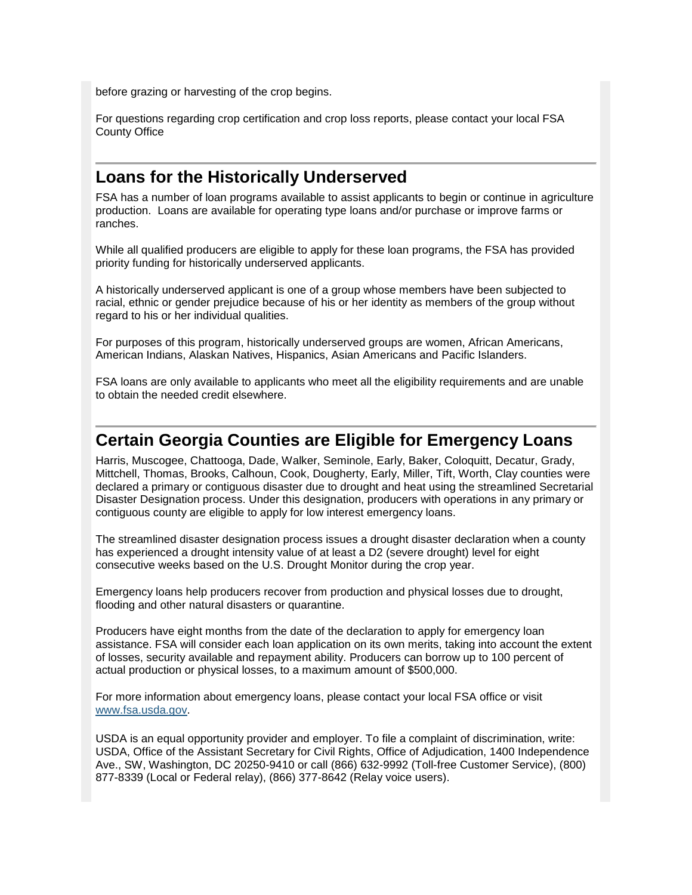before grazing or harvesting of the crop begins.

For questions regarding crop certification and crop loss reports, please contact your local FSA County Office

## Loans for the Historically Underserved

FSA has a number of loan programs available to assist applicants to begin or continue in agriculture production.  Loans are available for operating type loans and/or purchase or improve farms or ranches.

While all qualified producers are eligible to apply for these loan programs, the FSA has provided priority funding for historically underserved applicants.

A historically underserved applicant is one of a group whose members have been subjected to racial, ethnic or gender prejudice because of his or her identity as members of the group without regard to his or her individual qualities.

For purposes of this program, historically underserved groups are women, African Americans, American Indians, Alaskan Natives, Hispanics, Asian Americans and Pacific Islanders.

FSA loans are only available to applicants who meet all the eligibility requirements and are unable to obtain the needed credit elsewhere.

## Certain Georgia Counties are Eligible for Emergency Loans

Harris, Muscogee, Chattooga, Dade, Walker, Seminole, Early, Baker, Coloquitt, Decatur, Grady, Mittchell, Thomas, Brooks, Calhoun, Cook, Dougherty, Early, Miller, Tift, Worth, Clay counties were declared a primary or contiguous disaster due to drought and heat using the streamlined Secretarial Disaster Designation process. Under this designation, producers with operations in any primary or contiguous county are eligible to apply for low interest emergency loans.

The streamlined disaster designation process issues a drought disaster declaration when a county has experienced a drought intensity value of at least a D2 (severe drought) level for eight consecutive weeks based on the U.S. Drought Monitor during the crop year.

Emergency loans help producers recover from production and physical losses due to drought, flooding and other natural disasters or quarantine.

Producers have eight months from the date of the declaration to apply for emergency loan assistance. FSA will consider each loan application on its own merits, taking into account the extent of losses, security available and repayment ability. Producers can borrow up to 100 percent of actual production or physical losses, to a maximum amount of $500,000.

For more information about emergency loans, please contact your local FSA office or visit [www.fsa.usda.gov](www.fsa.usda.gov).

USDA is an equal opportunity provider and employer. To file a complaint of discrimination, write: USDA, Office of the Assistant Secretary for Civil Rights, Office of Adjudication, 1400 Independence Ave., SW, Washington, DC 20250-9410 or call (866) 632-9992 (Toll-free Customer Service), (800) 877-8339 (Local or Federal relay), (866) 377-8642 (Relay voice users).